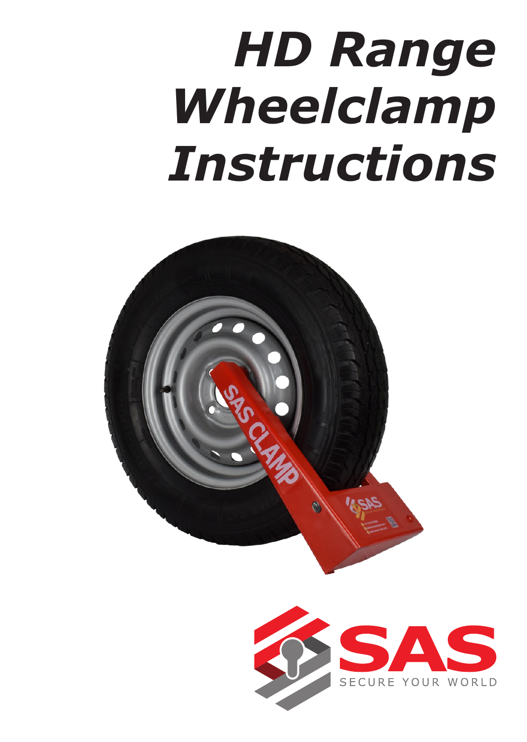# *HD Range Wheelclamp Instructions*

SAS

SECURE YOUR WORLD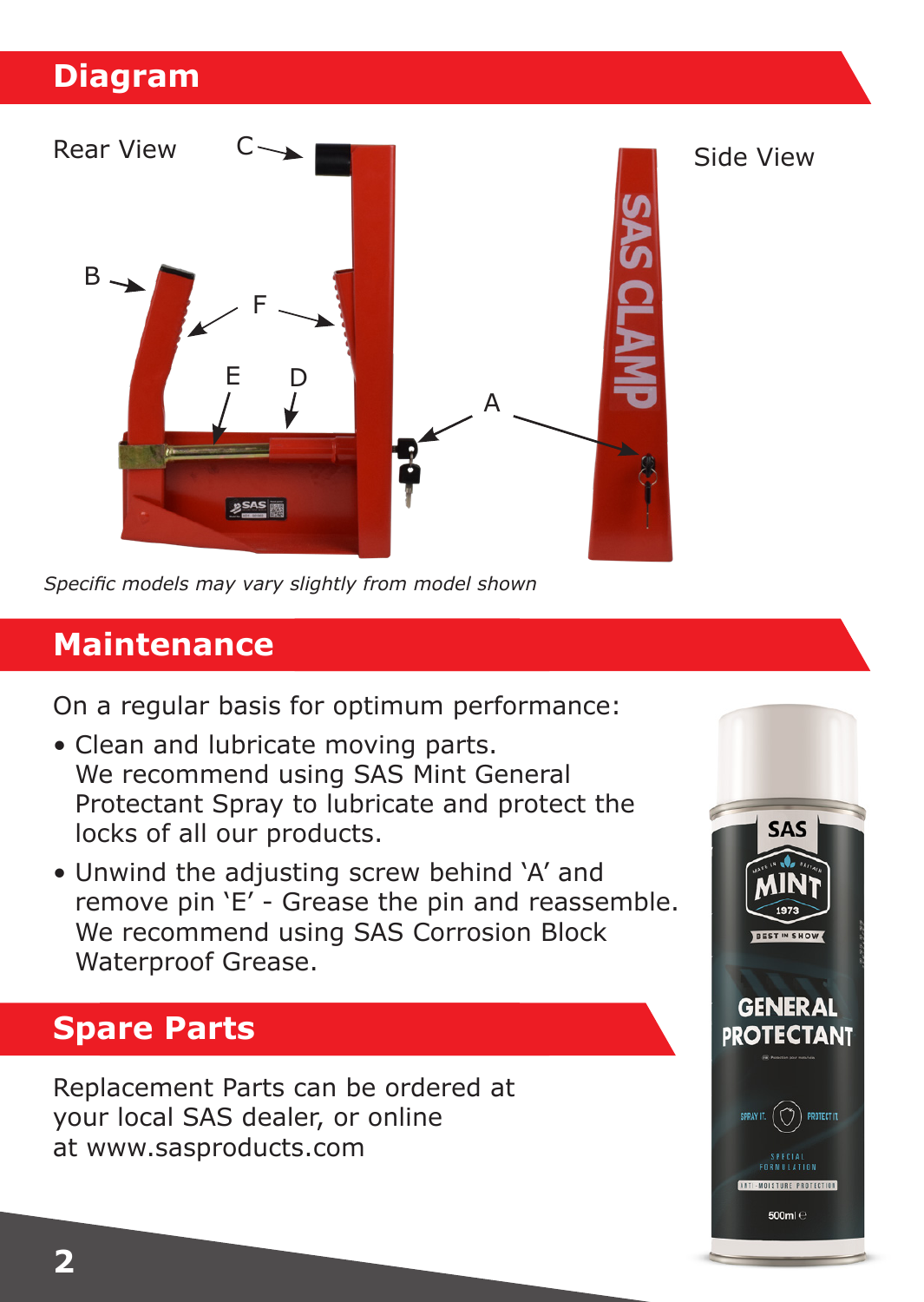## Diagram

Rear View

Side View

*Specific models may vary slightly from model shown*

## Maintenance

On a regular basis for optimum performance:

- Clean and lubricate moving parts. We recommend using SAS Mint General Protectant Spray to lubricate and protect the locks of all our products.
- Unwind the adjusting screw behind ‘A’ and remove pin ‘E’ - Grease the pin and reassemble. We recommend using SAS Corrosion Block Waterproof Grease.

## Spare Parts

Replacement Parts can be ordered at your local SAS dealer, or online at www.sasproducts.com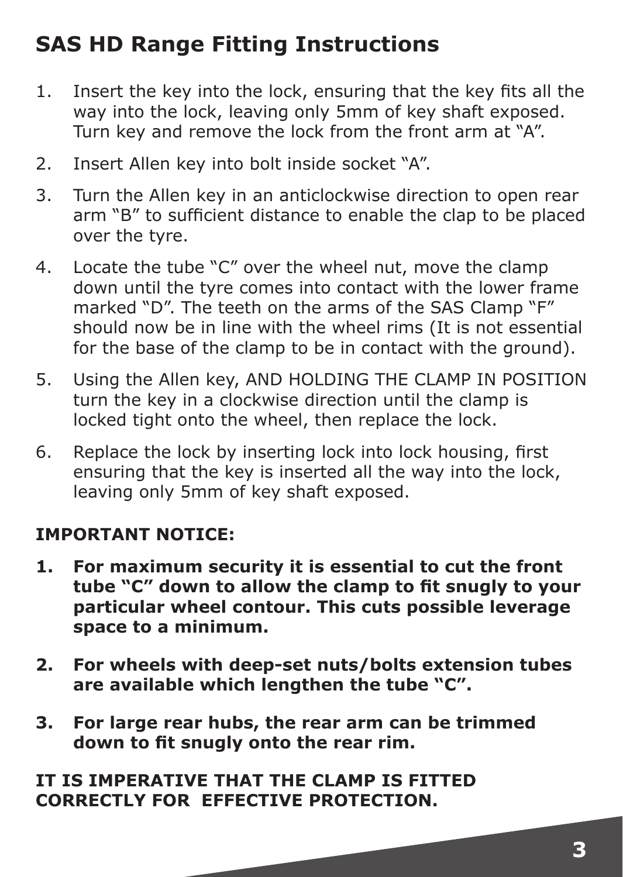# SAS HD Range Fitting Instructions

1. Insert the key into the lock, ensuring that the key fits all the way into the lock, leaving only 5mm of key shaft exposed. Turn key and remove the lock from the front arm at "A".
2. Insert Allen key into bolt inside socket "A".
3. Turn the Allen key in an anticlockwise direction to open rear arm "B" to sufficient distance to enable the clap to be placed over the tyre.
4. Locate the tube "C" over the wheel nut, move the clamp down until the tyre comes into contact with the lower frame marked "D". The teeth on the arms of the SAS Clamp "F" should now be in line with the wheel rims (It is not essential for the base of the clamp to be in contact with the ground).
5. Using the Allen key, AND HOLDING THE CLAMP IN POSITION turn the key in a clockwise direction until the clamp is locked tight onto the wheel, then replace the lock.
6. Replace the lock by inserting lock into lock housing, first ensuring that the key is inserted all the way into the lock, leaving only 5mm of key shaft exposed.

**IMPORTANT NOTICE:**

1. **For maximum security it is essential to cut the front tube "C" down to allow the clamp to fit snugly to your particular wheel contour. This cuts possible leverage space to a minimum.**
2. **For wheels with deep-set nuts/bolts extension tubes are available which lengthen the tube "C".**
3. **For large rear hubs, the rear arm can be trimmed down to fit snugly onto the rear rim.**

**IT IS IMPERATIVE THAT THE CLAMP IS FITTED CORRECTLY FOR EFFECTIVE PROTECTION.**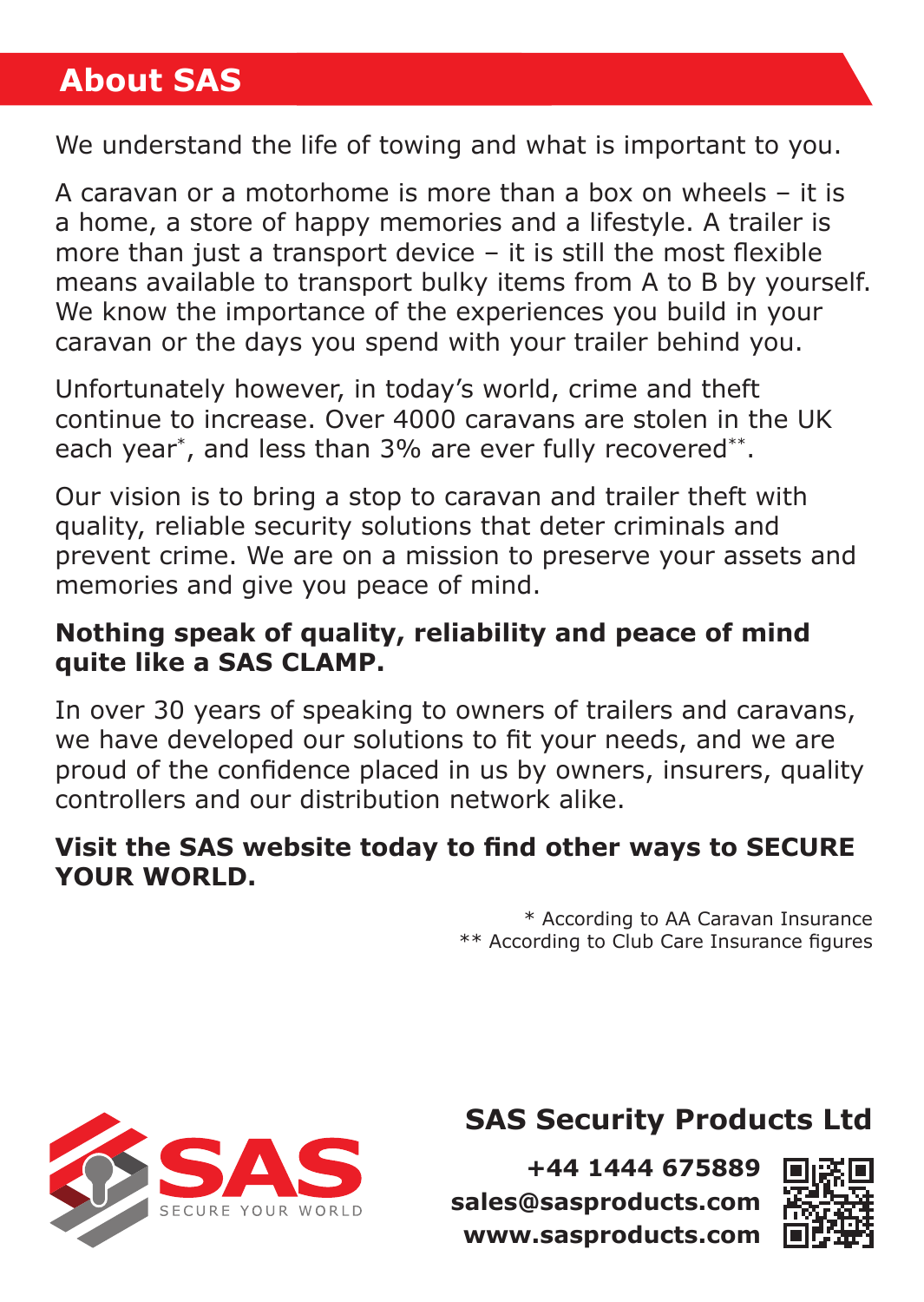## About SAS

We understand the life of towing and what is important to you.

A caravan or a motorhome is more than a box on wheels – it is a home, a store of happy memories and a lifestyle. A trailer is more than just a transport device – it is still the most flexible means available to transport bulky items from A to B by yourself. We know the importance of the experiences you build in your caravan or the days you spend with your trailer behind you.

Unfortunately however, in today's world, crime and theft continue to increase. Over 4000 caravans are stolen in the UK each year*, and less than 3% are ever fully recovered**.

Our vision is to bring a stop to caravan and trailer theft with quality, reliable security solutions that deter criminals and prevent crime. We are on a mission to preserve your assets and memories and give you peace of mind.

**Nothing speak of quality, reliability and peace of mind quite like a SAS CLAMP.**

In over 30 years of speaking to owners of trailers and caravans, we have developed our solutions to fit your needs, and we are proud of the confidence placed in us by owners, insurers, quality controllers and our distribution network alike.

**Visit the SAS website today to find other ways to SECURE YOUR WORLD.**

* According to AA Caravan Insurance
** According to Club Care Insurance figures

SAS
SECURE YOUR WORLD

**SAS Security Products Ltd**

**+44 1444 675889**
**sales@sasproducts.com**
**www.sasproducts.com**